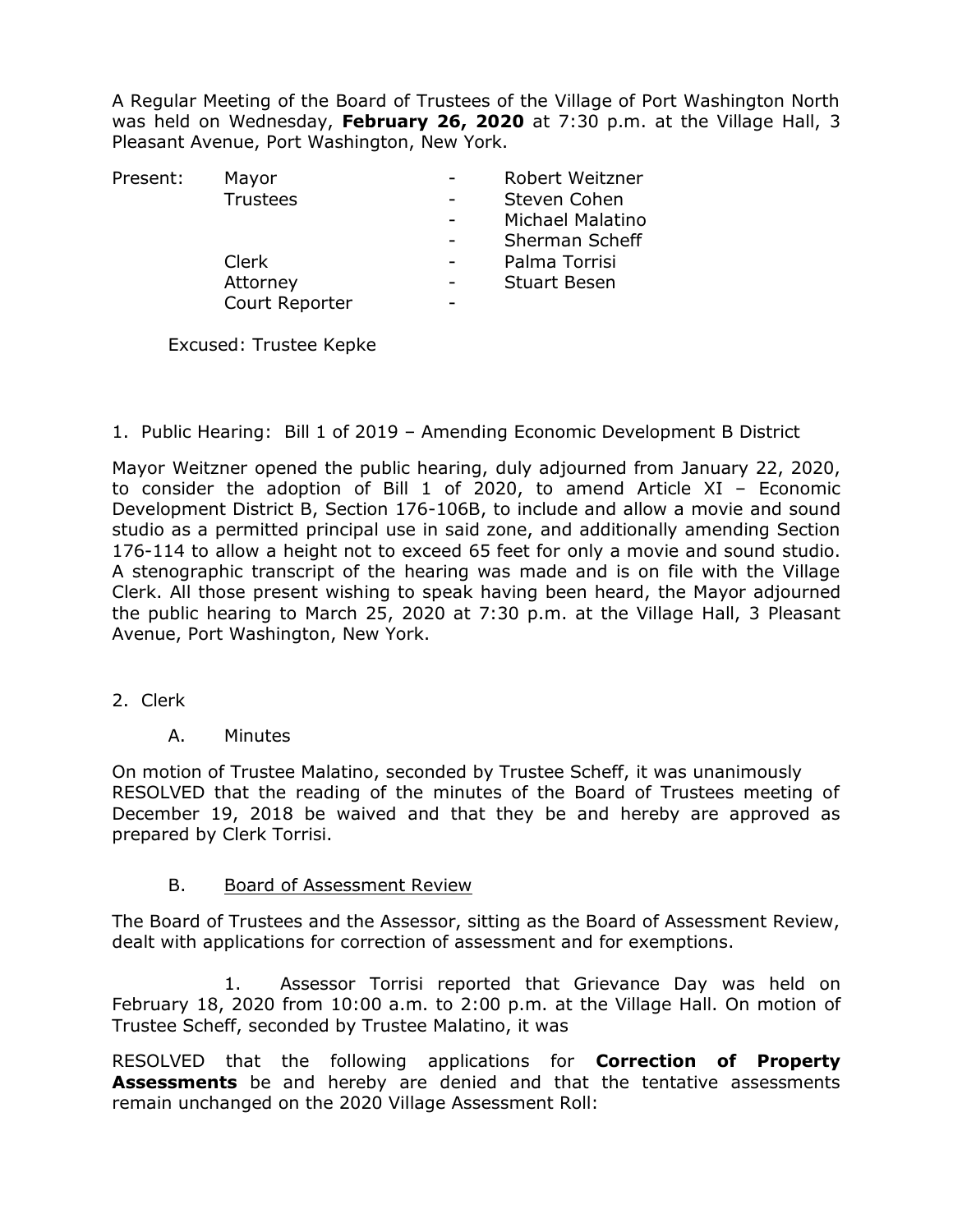A Regular Meeting of the Board of Trustees of the Village of Port Washington North was held on Wednesday, **February 26, 2020** at 7:30 p.m. at the Village Hall, 3 Pleasant Avenue, Port Washington, New York.

| Present: | Mayor | - | Robert Weitzner |
|---|---|---|---|
| | Trustees | - | Steven Cohen |
| | | - | Michael Malatino |
| | | - | Sherman Scheff |
| | Clerk | - | Palma Torrisi |
| | Attorney | - | Stuart Besen |
| | Court Reporter | - | |

Excused: Trustee Kepke

1. Public Hearing: Bill 1 of 2019 – Amending Economic Development B District

Mayor Weitzner opened the public hearing, duly adjourned from January 22, 2020, to consider the adoption of Bill 1 of 2020, to amend Article XI – Economic Development District B, Section 176-106B, to include and allow a movie and sound studio as a permitted principal use in said zone, and additionally amending Section 176-114 to allow a height not to exceed 65 feet for only a movie and sound studio. A stenographic transcript of the hearing was made and is on file with the Village Clerk. All those present wishing to speak having been heard, the Mayor adjourned the public hearing to March 25, 2020 at 7:30 p.m. at the Village Hall, 3 Pleasant Avenue, Port Washington, New York.

2. Clerk

A. Minutes

On motion of Trustee Malatino, seconded by Trustee Scheff, it was unanimously RESOLVED that the reading of the minutes of the Board of Trustees meeting of December 19, 2018 be waived and that they be and hereby are approved as prepared by Clerk Torrisi.

B. Board of Assessment Review

The Board of Trustees and the Assessor, sitting as the Board of Assessment Review, dealt with applications for correction of assessment and for exemptions.

1. Assessor Torrisi reported that Grievance Day was held on February 18, 2020 from 10:00 a.m. to 2:00 p.m. at the Village Hall. On motion of Trustee Scheff, seconded by Trustee Malatino, it was

RESOLVED that the following applications for **Correction of Property Assessments** be and hereby are denied and that the tentative assessments remain unchanged on the 2020 Village Assessment Roll: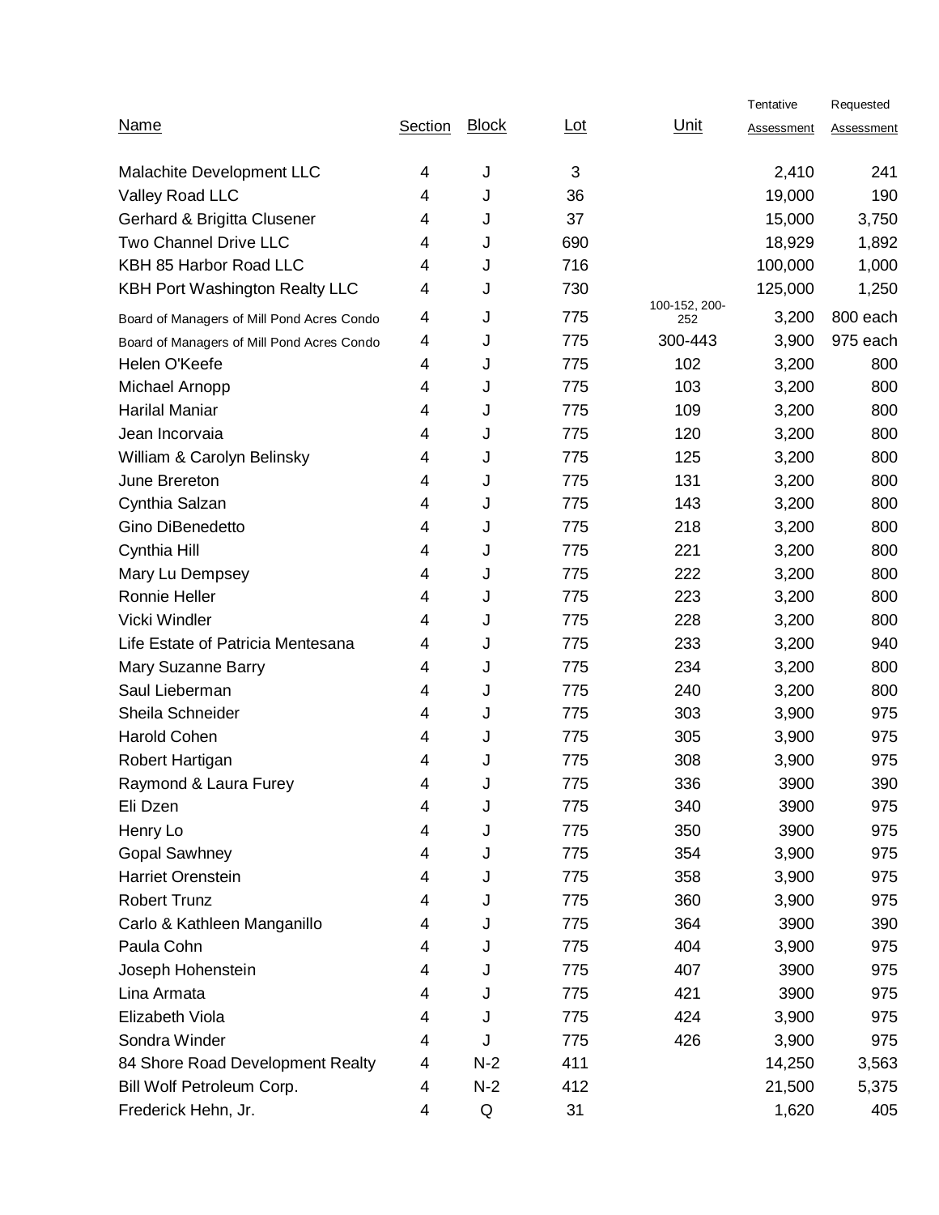| Name | Section | Block | Lot | Unit | Tentative Assessment | Requested Assessment |
|---|---|---|---|---|---|---|
| Malachite Development LLC | 4 | J | 3 | | 2,410 | 241 |
| Valley Road LLC | 4 | J | 36 | | 19,000 | 190 |
| Gerhard & Brigitta Clusener | 4 | J | 37 | | 15,000 | 3,750 |
| Two Channel Drive LLC | 4 | J | 690 | | 18,929 | 1,892 |
| KBH 85 Harbor Road LLC | 4 | J | 716 | | 100,000 | 1,000 |
| KBH Port Washington Realty LLC | 4 | J | 730 | | 125,000 | 1,250 |
| Board of Managers of Mill Pond Acres Condo | 4 | J | 775 | 100-152, 200-252 | 3,200 | 800 each |
| Board of Managers of Mill Pond Acres Condo | 4 | J | 775 | 300-443 | 3,900 | 975 each |
| Helen O'Keefe | 4 | J | 775 | 102 | 3,200 | 800 |
| Michael Arnopp | 4 | J | 775 | 103 | 3,200 | 800 |
| Harilal Maniar | 4 | J | 775 | 109 | 3,200 | 800 |
| Jean Incorvaia | 4 | J | 775 | 120 | 3,200 | 800 |
| William & Carolyn Belinsky | 4 | J | 775 | 125 | 3,200 | 800 |
| June Brereton | 4 | J | 775 | 131 | 3,200 | 800 |
| Cynthia Salzan | 4 | J | 775 | 143 | 3,200 | 800 |
| Gino DiBenedetto | 4 | J | 775 | 218 | 3,200 | 800 |
| Cynthia Hill | 4 | J | 775 | 221 | 3,200 | 800 |
| Mary Lu Dempsey | 4 | J | 775 | 222 | 3,200 | 800 |
| Ronnie Heller | 4 | J | 775 | 223 | 3,200 | 800 |
| Vicki Windler | 4 | J | 775 | 228 | 3,200 | 800 |
| Life Estate of Patricia Mentesana | 4 | J | 775 | 233 | 3,200 | 940 |
| Mary Suzanne Barry | 4 | J | 775 | 234 | 3,200 | 800 |
| Saul Lieberman | 4 | J | 775 | 240 | 3,200 | 800 |
| Sheila Schneider | 4 | J | 775 | 303 | 3,900 | 975 |
| Harold Cohen | 4 | J | 775 | 305 | 3,900 | 975 |
| Robert Hartigan | 4 | J | 775 | 308 | 3,900 | 975 |
| Raymond & Laura Furey | 4 | J | 775 | 336 | 3900 | 390 |
| Eli Dzen | 4 | J | 775 | 340 | 3900 | 975 |
| Henry Lo | 4 | J | 775 | 350 | 3900 | 975 |
| Gopal Sawhney | 4 | J | 775 | 354 | 3,900 | 975 |
| Harriet Orenstein | 4 | J | 775 | 358 | 3,900 | 975 |
| Robert Trunz | 4 | J | 775 | 360 | 3,900 | 975 |
| Carlo & Kathleen Manganillo | 4 | J | 775 | 364 | 3900 | 390 |
| Paula Cohn | 4 | J | 775 | 404 | 3,900 | 975 |
| Joseph Hohenstein | 4 | J | 775 | 407 | 3900 | 975 |
| Lina Armata | 4 | J | 775 | 421 | 3900 | 975 |
| Elizabeth Viola | 4 | J | 775 | 424 | 3,900 | 975 |
| Sondra Winder | 4 | J | 775 | 426 | 3,900 | 975 |
| 84 Shore Road Development Realty | 4 | N-2 | 411 | | 14,250 | 3,563 |
| Bill Wolf Petroleum Corp. | 4 | N-2 | 412 | | 21,500 | 5,375 |
| Frederick Hehn, Jr. | 4 | Q | 31 | | 1,620 | 405 |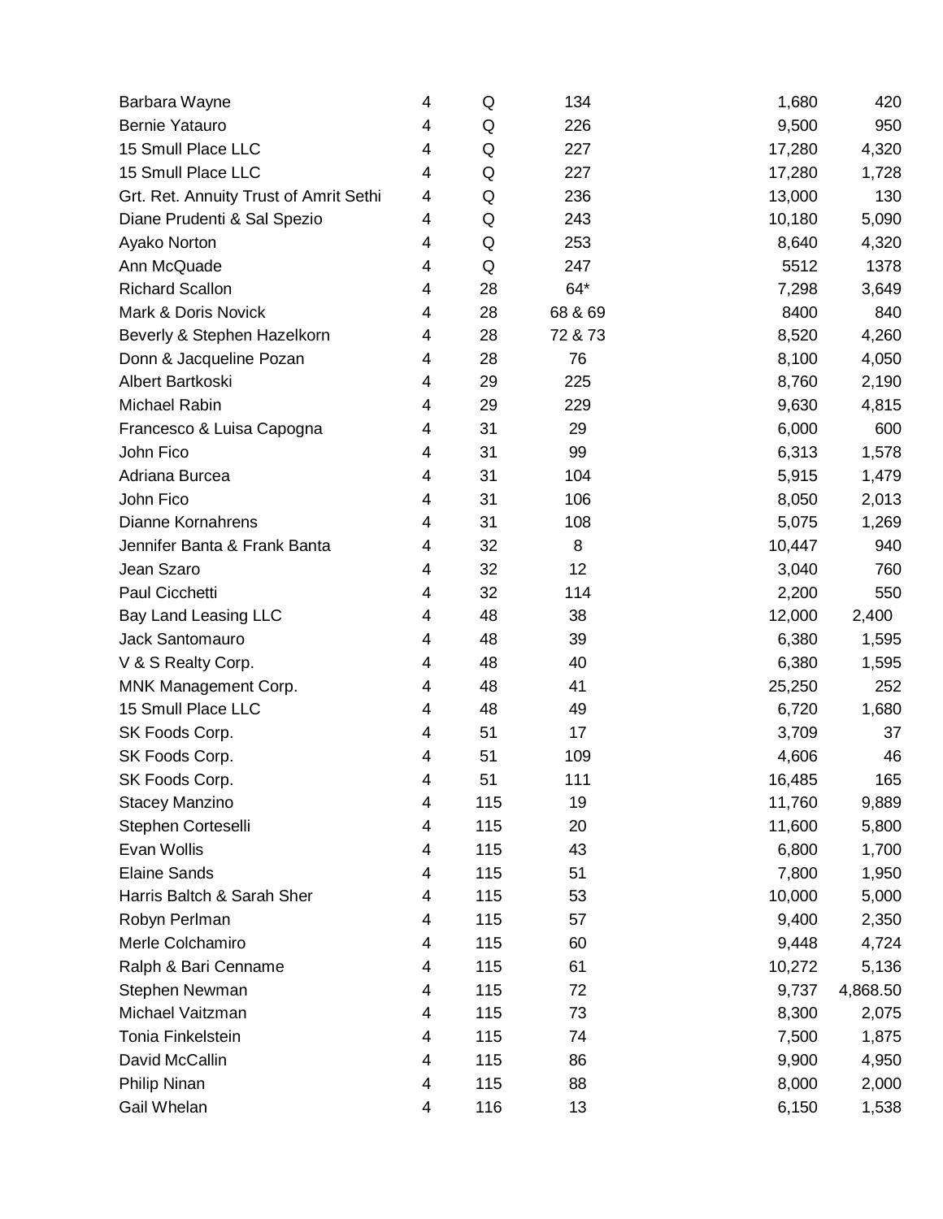| | | | | | |
|---|---|---|---|---|---|
| Barbara Wayne | 4 | Q | 134 | 1,680 | 420 |
| Bernie Yatauro | 4 | Q | 226 | 9,500 | 950 |
| 15 Smull Place LLC | 4 | Q | 227 | 17,280 | 4,320 |
| 15 Smull Place LLC | 4 | Q | 227 | 17,280 | 1,728 |
| Grt. Ret. Annuity Trust of Amrit Sethi | 4 | Q | 236 | 13,000 | 130 |
| Diane Prudenti & Sal Spezio | 4 | Q | 243 | 10,180 | 5,090 |
| Ayako Norton | 4 | Q | 253 | 8,640 | 4,320 |
| Ann McQuade | 4 | Q | 247 | 5512 | 1378 |
| Richard Scallon | 4 | 28 | 64* | 7,298 | 3,649 |
| Mark & Doris Novick | 4 | 28 | 68 & 69 | 8400 | 840 |
| Beverly & Stephen Hazelkorn | 4 | 28 | 72 & 73 | 8,520 | 4,260 |
| Donn & Jacqueline Pozan | 4 | 28 | 76 | 8,100 | 4,050 |
| Albert Bartkoski | 4 | 29 | 225 | 8,760 | 2,190 |
| Michael Rabin | 4 | 29 | 229 | 9,630 | 4,815 |
| Francesco & Luisa Capogna | 4 | 31 | 29 | 6,000 | 600 |
| John Fico | 4 | 31 | 99 | 6,313 | 1,578 |
| Adriana Burcea | 4 | 31 | 104 | 5,915 | 1,479 |
| John Fico | 4 | 31 | 106 | 8,050 | 2,013 |
| Dianne Kornahrens | 4 | 31 | 108 | 5,075 | 1,269 |
| Jennifer Banta & Frank Banta | 4 | 32 | 8 | 10,447 | 940 |
| Jean Szaro | 4 | 32 | 12 | 3,040 | 760 |
| Paul Cicchetti | 4 | 32 | 114 | 2,200 | 550 |
| Bay Land Leasing LLC | 4 | 48 | 38 | 12,000 | 2,400 |
| Jack Santomauro | 4 | 48 | 39 | 6,380 | 1,595 |
| V & S Realty Corp. | 4 | 48 | 40 | 6,380 | 1,595 |
| MNK Management Corp. | 4 | 48 | 41 | 25,250 | 252 |
| 15 Smull Place LLC | 4 | 48 | 49 | 6,720 | 1,680 |
| SK Foods Corp. | 4 | 51 | 17 | 3,709 | 37 |
| SK Foods Corp. | 4 | 51 | 109 | 4,606 | 46 |
| SK Foods Corp. | 4 | 51 | 111 | 16,485 | 165 |
| Stacey Manzino | 4 | 115 | 19 | 11,760 | 9,889 |
| Stephen Corteselli | 4 | 115 | 20 | 11,600 | 5,800 |
| Evan Wollis | 4 | 115 | 43 | 6,800 | 1,700 |
| Elaine Sands | 4 | 115 | 51 | 7,800 | 1,950 |
| Harris Baltch & Sarah Sher | 4 | 115 | 53 | 10,000 | 5,000 |
| Robyn Perlman | 4 | 115 | 57 | 9,400 | 2,350 |
| Merle Colchamiro | 4 | 115 | 60 | 9,448 | 4,724 |
| Ralph & Bari Cenname | 4 | 115 | 61 | 10,272 | 5,136 |
| Stephen Newman | 4 | 115 | 72 | 9,737 | 4,868.50 |
| Michael Vaitzman | 4 | 115 | 73 | 8,300 | 2,075 |
| Tonia Finkelstein | 4 | 115 | 74 | 7,500 | 1,875 |
| David McCallin | 4 | 115 | 86 | 9,900 | 4,950 |
| Philip Ninan | 4 | 115 | 88 | 8,000 | 2,000 |
| Gail Whelan | 4 | 116 | 13 | 6,150 | 1,538 |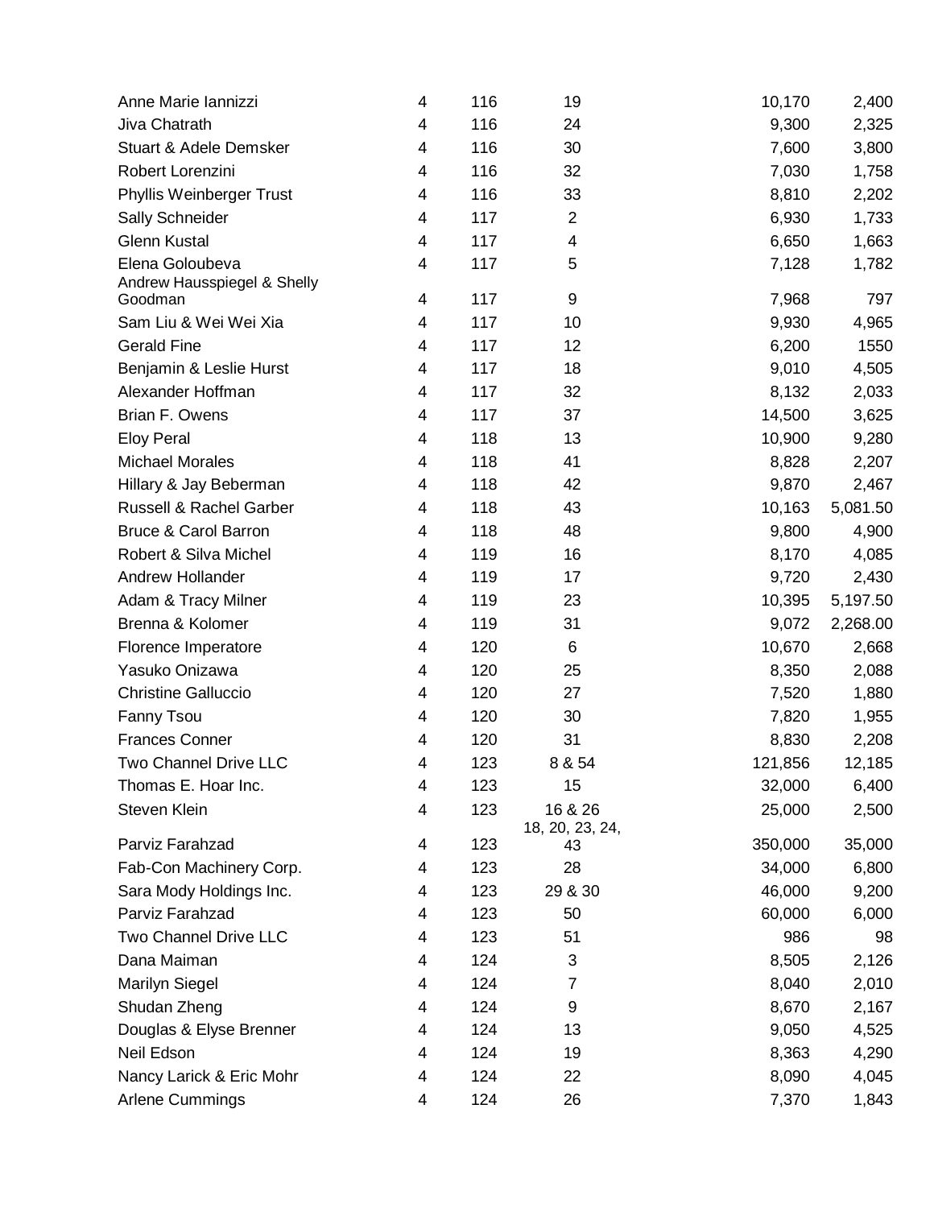| | | | | | |
|---|---|---|---|---|---|
| Anne Marie Iannizzi | 4 | 116 | 19 | 10,170 | 2,400 |
| Jiva Chatrath | 4 | 116 | 24 | 9,300 | 2,325 |
| Stuart & Adele Demsker | 4 | 116 | 30 | 7,600 | 3,800 |
| Robert Lorenzini | 4 | 116 | 32 | 7,030 | 1,758 |
| Phyllis Weinberger Trust | 4 | 116 | 33 | 8,810 | 2,202 |
| Sally Schneider | 4 | 117 | 2 | 6,930 | 1,733 |
| Glenn Kustal | 4 | 117 | 4 | 6,650 | 1,663 |
| Elena Goloubeva | 4 | 117 | 5 | 7,128 | 1,782 |
| Andrew Hausspiegel & Shelly Goodman | 4 | 117 | 9 | 7,968 | 797 |
| Sam Liu & Wei Wei Xia | 4 | 117 | 10 | 9,930 | 4,965 |
| Gerald Fine | 4 | 117 | 12 | 6,200 | 1550 |
| Benjamin & Leslie Hurst | 4 | 117 | 18 | 9,010 | 4,505 |
| Alexander Hoffman | 4 | 117 | 32 | 8,132 | 2,033 |
| Brian F. Owens | 4 | 117 | 37 | 14,500 | 3,625 |
| Eloy Peral | 4 | 118 | 13 | 10,900 | 9,280 |
| Michael Morales | 4 | 118 | 41 | 8,828 | 2,207 |
| Hillary & Jay Beberman | 4 | 118 | 42 | 9,870 | 2,467 |
| Russell & Rachel Garber | 4 | 118 | 43 | 10,163 | 5,081.50 |
| Bruce & Carol Barron | 4 | 118 | 48 | 9,800 | 4,900 |
| Robert & Silva Michel | 4 | 119 | 16 | 8,170 | 4,085 |
| Andrew Hollander | 4 | 119 | 17 | 9,720 | 2,430 |
| Adam & Tracy Milner | 4 | 119 | 23 | 10,395 | 5,197.50 |
| Brenna & Kolomer | 4 | 119 | 31 | 9,072 | 2,268.00 |
| Florence Imperatore | 4 | 120 | 6 | 10,670 | 2,668 |
| Yasuko Onizawa | 4 | 120 | 25 | 8,350 | 2,088 |
| Christine Galluccio | 4 | 120 | 27 | 7,520 | 1,880 |
| Fanny Tsou | 4 | 120 | 30 | 7,820 | 1,955 |
| Frances Conner | 4 | 120 | 31 | 8,830 | 2,208 |
| Two Channel Drive LLC | 4 | 123 | 8 & 54 | 121,856 | 12,185 |
| Thomas E. Hoar Inc. | 4 | 123 | 15 | 32,000 | 6,400 |
| Steven Klein | 4 | 123 | 16 & 26 | 25,000 | 2,500 |
| Parviz Farahzad | 4 | 123 | 18, 20, 23, 24, 43 | 350,000 | 35,000 |
| Fab-Con Machinery Corp. | 4 | 123 | 28 | 34,000 | 6,800 |
| Sara Mody Holdings Inc. | 4 | 123 | 29 & 30 | 46,000 | 9,200 |
| Parviz Farahzad | 4 | 123 | 50 | 60,000 | 6,000 |
| Two Channel Drive LLC | 4 | 123 | 51 | 986 | 98 |
| Dana Maiman | 4 | 124 | 3 | 8,505 | 2,126 |
| Marilyn Siegel | 4 | 124 | 7 | 8,040 | 2,010 |
| Shudan Zheng | 4 | 124 | 9 | 8,670 | 2,167 |
| Douglas & Elyse Brenner | 4 | 124 | 13 | 9,050 | 4,525 |
| Neil Edson | 4 | 124 | 19 | 8,363 | 4,290 |
| Nancy Larick & Eric Mohr | 4 | 124 | 22 | 8,090 | 4,045 |
| Arlene Cummings | 4 | 124 | 26 | 7,370 | 1,843 |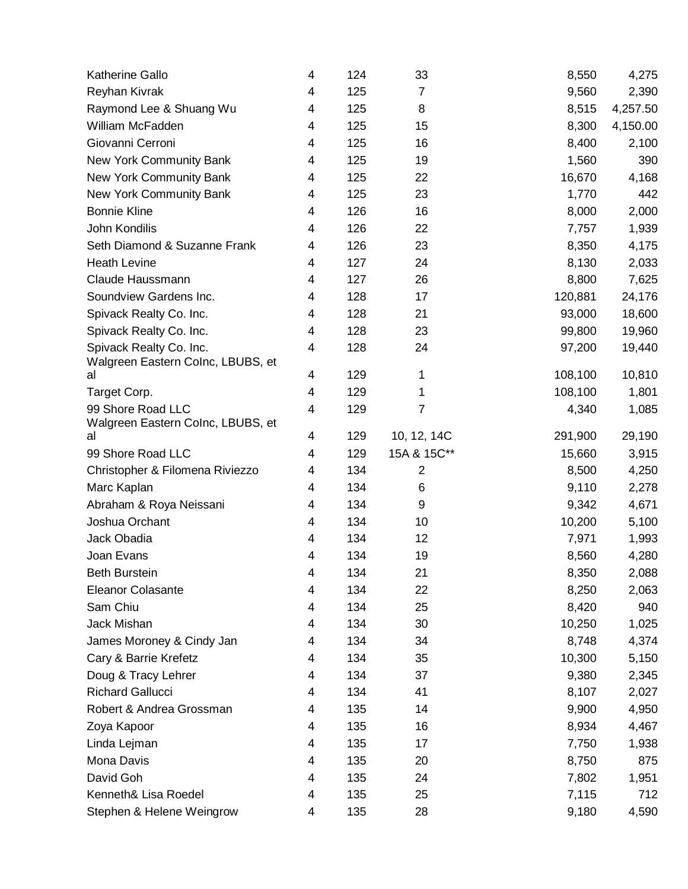| | | | | | |
|---|---|---|---|---|---|
| Katherine Gallo | 4 | 124 | 33 | 8,550 | 4,275 |
| Reyhan Kivrak | 4 | 125 | 7 | 9,560 | 2,390 |
| Raymond Lee & Shuang Wu | 4 | 125 | 8 | 8,515 | 4,257.50 |
| William McFadden | 4 | 125 | 15 | 8,300 | 4,150.00 |
| Giovanni Cerroni | 4 | 125 | 16 | 8,400 | 2,100 |
| New York Community Bank | 4 | 125 | 19 | 1,560 | 390 |
| New York Community Bank | 4 | 125 | 22 | 16,670 | 4,168 |
| New York Community Bank | 4 | 125 | 23 | 1,770 | 442 |
| Bonnie Kline | 4 | 126 | 16 | 8,000 | 2,000 |
| John Kondilis | 4 | 126 | 22 | 7,757 | 1,939 |
| Seth Diamond & Suzanne Frank | 4 | 126 | 23 | 8,350 | 4,175 |
| Heath Levine | 4 | 127 | 24 | 8,130 | 2,033 |
| Claude Haussmann | 4 | 127 | 26 | 8,800 | 7,625 |
| Soundview Gardens Inc. | 4 | 128 | 17 | 120,881 | 24,176 |
| Spivack Realty Co. Inc. | 4 | 128 | 21 | 93,000 | 18,600 |
| Spivack Realty Co. Inc. | 4 | 128 | 23 | 99,800 | 19,960 |
| Spivack Realty Co. Inc. | 4 | 128 | 24 | 97,200 | 19,440 |
| Walgreen Eastern CoInc, LBUBS, et al | 4 | 129 | 1 | 108,100 | 10,810 |
| Target Corp. | 4 | 129 | 1 | 108,100 | 1,801 |
| 99 Shore Road LLC | 4 | 129 | 7 | 4,340 | 1,085 |
| Walgreen Eastern CoInc, LBUBS, et al | 4 | 129 | 10, 12, 14C | 291,900 | 29,190 |
| 99 Shore Road LLC | 4 | 129 | 15A & 15C** | 15,660 | 3,915 |
| Christopher & Filomena Riviezzo | 4 | 134 | 2 | 8,500 | 4,250 |
| Marc Kaplan | 4 | 134 | 6 | 9,110 | 2,278 |
| Abraham & Roya Neissani | 4 | 134 | 9 | 9,342 | 4,671 |
| Joshua Orchant | 4 | 134 | 10 | 10,200 | 5,100 |
| Jack Obadia | 4 | 134 | 12 | 7,971 | 1,993 |
| Joan Evans | 4 | 134 | 19 | 8,560 | 4,280 |
| Beth Burstein | 4 | 134 | 21 | 8,350 | 2,088 |
| Eleanor Colasante | 4 | 134 | 22 | 8,250 | 2,063 |
| Sam Chiu | 4 | 134 | 25 | 8,420 | 940 |
| Jack Mishan | 4 | 134 | 30 | 10,250 | 1,025 |
| James Moroney & Cindy Jan | 4 | 134 | 34 | 8,748 | 4,374 |
| Cary & Barrie Krefetz | 4 | 134 | 35 | 10,300 | 5,150 |
| Doug & Tracy Lehrer | 4 | 134 | 37 | 9,380 | 2,345 |
| Richard Gallucci | 4 | 134 | 41 | 8,107 | 2,027 |
| Robert & Andrea Grossman | 4 | 135 | 14 | 9,900 | 4,950 |
| Zoya Kapoor | 4 | 135 | 16 | 8,934 | 4,467 |
| Linda Lejman | 4 | 135 | 17 | 7,750 | 1,938 |
| Mona Davis | 4 | 135 | 20 | 8,750 | 875 |
| David Goh | 4 | 135 | 24 | 7,802 | 1,951 |
| Kenneth& Lisa Roedel | 4 | 135 | 25 | 7,115 | 712 |
| Stephen & Helene Weingrow | 4 | 135 | 28 | 9,180 | 4,590 |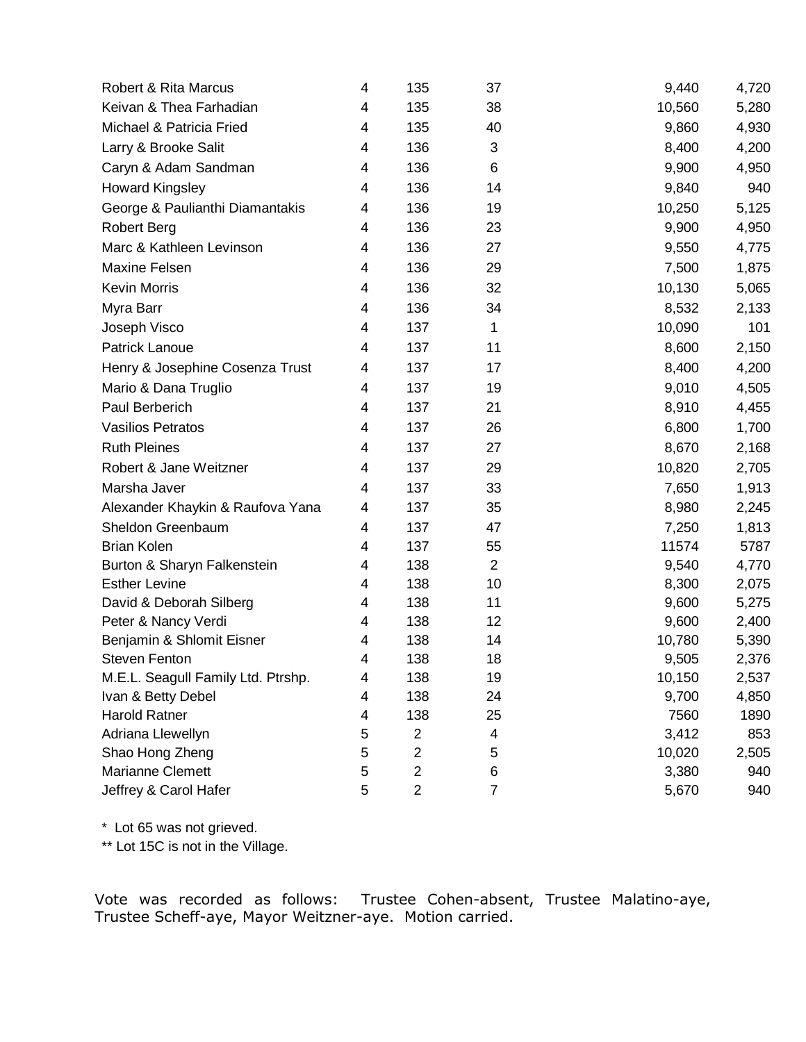| | | | | | |
|---|---|---|---|---|---|
| Robert & Rita Marcus | 4 | 135 | 37 | 9,440 | 4,720 |
| Keivan & Thea Farhadian | 4 | 135 | 38 | 10,560 | 5,280 |
| Michael & Patricia Fried | 4 | 135 | 40 | 9,860 | 4,930 |
| Larry & Brooke Salit | 4 | 136 | 3 | 8,400 | 4,200 |
| Caryn & Adam Sandman | 4 | 136 | 6 | 9,900 | 4,950 |
| Howard Kingsley | 4 | 136 | 14 | 9,840 | 940 |
| George & Paulianthi Diamantakis | 4 | 136 | 19 | 10,250 | 5,125 |
| Robert Berg | 4 | 136 | 23 | 9,900 | 4,950 |
| Marc & Kathleen Levinson | 4 | 136 | 27 | 9,550 | 4,775 |
| Maxine Felsen | 4 | 136 | 29 | 7,500 | 1,875 |
| Kevin Morris | 4 | 136 | 32 | 10,130 | 5,065 |
| Myra Barr | 4 | 136 | 34 | 8,532 | 2,133 |
| Joseph Visco | 4 | 137 | 1 | 10,090 | 101 |
| Patrick Lanoue | 4 | 137 | 11 | 8,600 | 2,150 |
| Henry & Josephine Cosenza Trust | 4 | 137 | 17 | 8,400 | 4,200 |
| Mario & Dana Truglio | 4 | 137 | 19 | 9,010 | 4,505 |
| Paul Berberich | 4 | 137 | 21 | 8,910 | 4,455 |
| Vasilios Petratos | 4 | 137 | 26 | 6,800 | 1,700 |
| Ruth Pleines | 4 | 137 | 27 | 8,670 | 2,168 |
| Robert & Jane Weitzner | 4 | 137 | 29 | 10,820 | 2,705 |
| Marsha Javer | 4 | 137 | 33 | 7,650 | 1,913 |
| Alexander Khaykin & Raufova Yana | 4 | 137 | 35 | 8,980 | 2,245 |
| Sheldon Greenbaum | 4 | 137 | 47 | 7,250 | 1,813 |
| Brian Kolen | 4 | 137 | 55 | 11574 | 5787 |
| Burton & Sharyn Falkenstein | 4 | 138 | 2 | 9,540 | 4,770 |
| Esther Levine | 4 | 138 | 10 | 8,300 | 2,075 |
| David & Deborah Silberg | 4 | 138 | 11 | 9,600 | 5,275 |
| Peter & Nancy Verdi | 4 | 138 | 12 | 9,600 | 2,400 |
| Benjamin & Shlomit Eisner | 4 | 138 | 14 | 10,780 | 5,390 |
| Steven Fenton | 4 | 138 | 18 | 9,505 | 2,376 |
| M.E.L. Seagull Family Ltd. Ptrshp. | 4 | 138 | 19 | 10,150 | 2,537 |
| Ivan & Betty Debel | 4 | 138 | 24 | 9,700 | 4,850 |
| Harold Ratner | 4 | 138 | 25 | 7560 | 1890 |
| Adriana Llewellyn | 5 | 2 | 4 | 3,412 | 853 |
| Shao Hong Zheng | 5 | 2 | 5 | 10,020 | 2,505 |
| Marianne Clemett | 5 | 2 | 6 | 3,380 | 940 |
| Jeffrey & Carol Hafer | 5 | 2 | 7 | 5,670 | 940 |

\* Lot 65 was not grieved.

** Lot 15C is not in the Village.

Vote was recorded as follows: Trustee Cohen-absent, Trustee Malatino-aye, Trustee Scheff-aye, Mayor Weitzner-aye. Motion carried.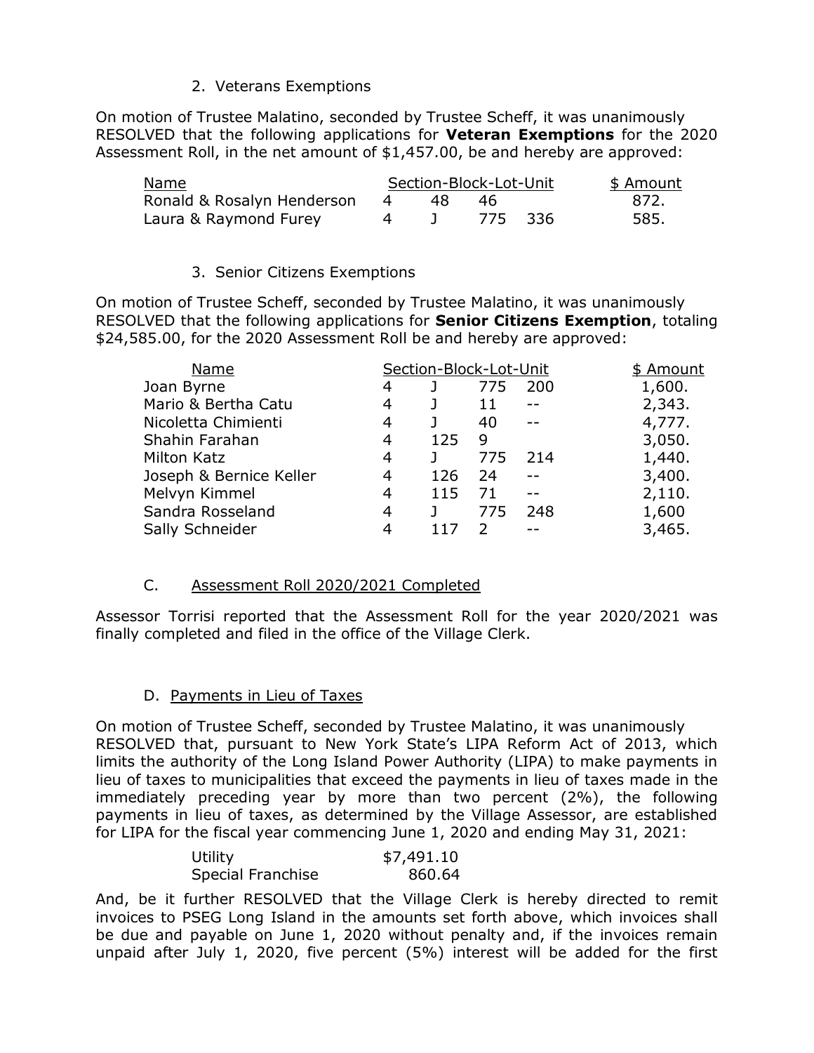2. Veterans Exemptions

On motion of Trustee Malatino, seconded by Trustee Scheff, it was unanimously RESOLVED that the following applications for **Veteran Exemptions** for the 2020 Assessment Roll, in the net amount of $1,457.00, be and hereby are approved:

| Name | Section-Block-Lot-Unit | | | | $ Amount |
|---|---|---|---|---|---|
| Ronald & Rosalyn Henderson | 4 | 48 | 46 | | 872. |
| Laura & Raymond Furey | 4 | J | 775 | 336 | 585. |

3. Senior Citizens Exemptions

On motion of Trustee Scheff, seconded by Trustee Malatino, it was unanimously RESOLVED that the following applications for **Senior Citizens Exemption**, totaling $24,585.00, for the 2020 Assessment Roll be and hereby are approved:

| Name | Section-Block-Lot-Unit | | | | $ Amount |
|---|---|---|---|---|---|
| Joan Byrne | 4 | J | 775 | 200 | 1,600. |
| Mario & Bertha Catu | 4 | J | 11 | -- | 2,343. |
| Nicoletta Chimienti | 4 | J | 40 | -- | 4,777. |
| Shahin Farahan | 4 | 125 | 9 | | 3,050. |
| Milton Katz | 4 | J | 775 | 214 | 1,440. |
| Joseph & Bernice Keller | 4 | 126 | 24 | -- | 3,400. |
| Melvyn Kimmel | 4 | 115 | 71 | -- | 2,110. |
| Sandra Rosseland | 4 | J | 775 | 248 | 1,600 |
| Sally Schneider | 4 | 117 | 2 | -- | 3,465. |

C. Assessment Roll 2020/2021 Completed

Assessor Torrisi reported that the Assessment Roll for the year 2020/2021 was finally completed and filed in the office of the Village Clerk.

D. Payments in Lieu of Taxes

On motion of Trustee Scheff, seconded by Trustee Malatino, it was unanimously RESOLVED that, pursuant to New York State's LIPA Reform Act of 2013, which limits the authority of the Long Island Power Authority (LIPA) to make payments in lieu of taxes to municipalities that exceed the payments in lieu of taxes made in the immediately preceding year by more than two percent (2%), the following payments in lieu of taxes, as determined by the Village Assessor, are established for LIPA for the fiscal year commencing June 1, 2020 and ending May 31, 2021:

| | |
|---|---|
| Utility | $7,491.10 |
| Special Franchise | 860.64 |

And, be it further RESOLVED that the Village Clerk is hereby directed to remit invoices to PSEG Long Island in the amounts set forth above, which invoices shall be due and payable on June 1, 2020 without penalty and, if the invoices remain unpaid after July 1, 2020, five percent (5%) interest will be added for the first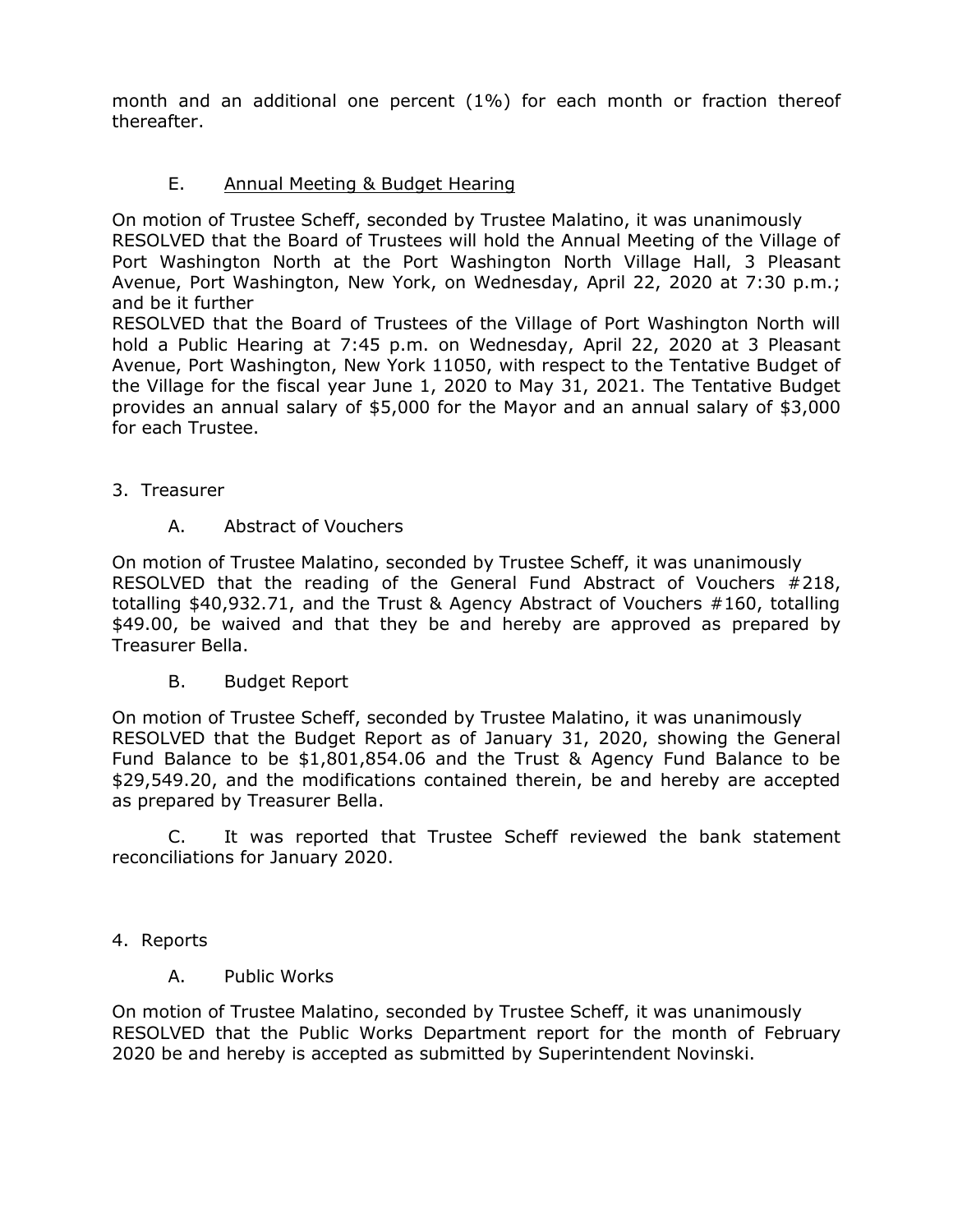month and an additional one percent (1%) for each month or fraction thereof thereafter.

E. <u>Annual Meeting & Budget Hearing</u>

On motion of Trustee Scheff, seconded by Trustee Malatino, it was unanimously RESOLVED that the Board of Trustees will hold the Annual Meeting of the Village of Port Washington North at the Port Washington North Village Hall, 3 Pleasant Avenue, Port Washington, New York, on Wednesday, April 22, 2020 at 7:30 p.m.; and be it further
RESOLVED that the Board of Trustees of the Village of Port Washington North will hold a Public Hearing at 7:45 p.m. on Wednesday, April 22, 2020 at 3 Pleasant Avenue, Port Washington, New York 11050, with respect to the Tentative Budget of the Village for the fiscal year June 1, 2020 to May 31, 2021. The Tentative Budget provides an annual salary of $5,000 for the Mayor and an annual salary of $3,000 for each Trustee.

3. Treasurer

A. Abstract of Vouchers

On motion of Trustee Malatino, seconded by Trustee Scheff, it was unanimously RESOLVED that the reading of the General Fund Abstract of Vouchers #218, totalling $40,932.71, and the Trust & Agency Abstract of Vouchers #160, totalling $49.00, be waived and that they be and hereby are approved as prepared by Treasurer Bella.

B. Budget Report

On motion of Trustee Scheff, seconded by Trustee Malatino, it was unanimously RESOLVED that the Budget Report as of January 31, 2020, showing the General Fund Balance to be $1,801,854.06 and the Trust & Agency Fund Balance to be $29,549.20, and the modifications contained therein, be and hereby are accepted as prepared by Treasurer Bella.

C. It was reported that Trustee Scheff reviewed the bank statement reconciliations for January 2020.

4. Reports

A. Public Works

On motion of Trustee Malatino, seconded by Trustee Scheff, it was unanimously RESOLVED that the Public Works Department report for the month of February 2020 be and hereby is accepted as submitted by Superintendent Novinski.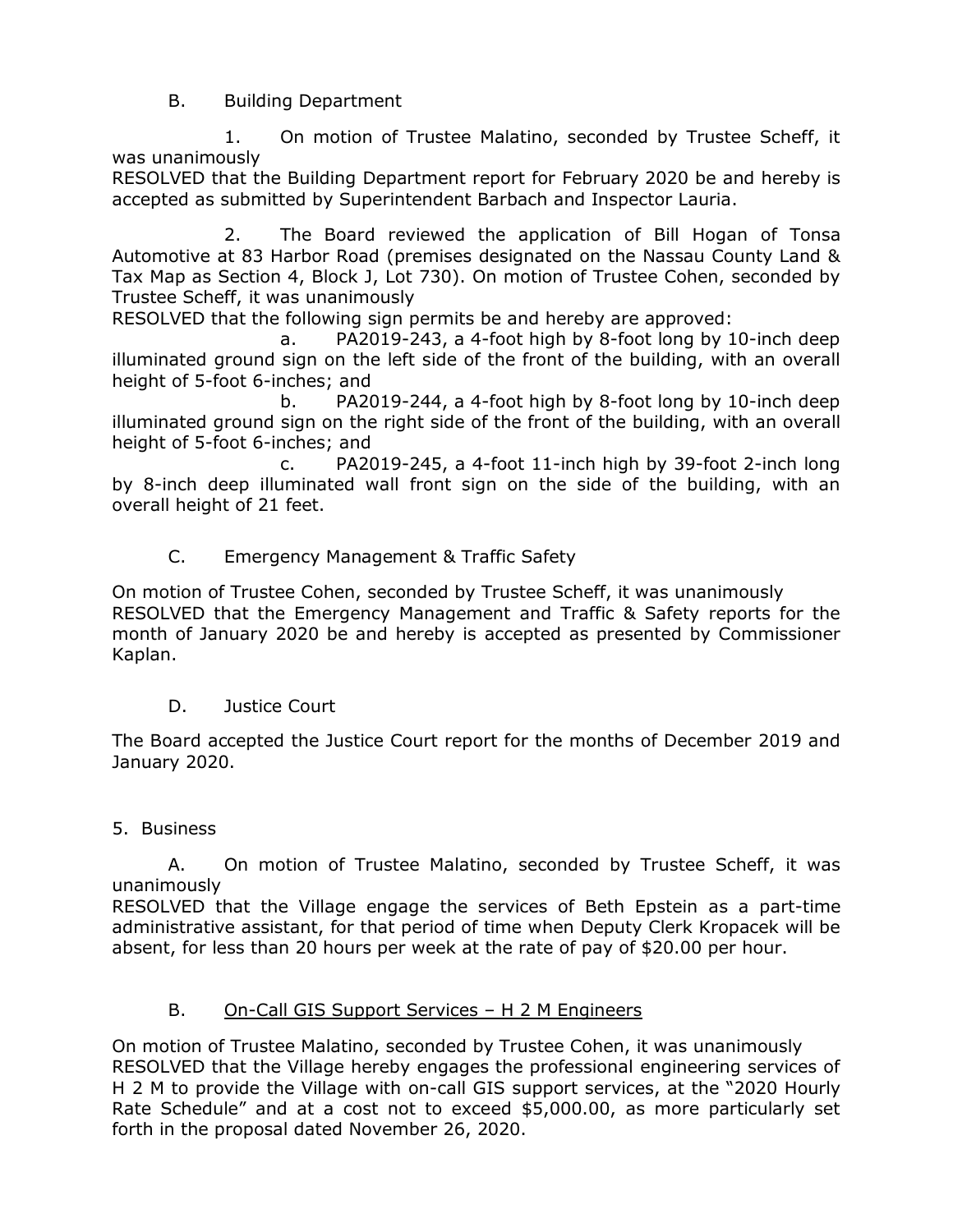B. Building Department

1. On motion of Trustee Malatino, seconded by Trustee Scheff, it was unanimously

RESOLVED that the Building Department report for February 2020 be and hereby is accepted as submitted by Superintendent Barbach and Inspector Lauria.

2. The Board reviewed the application of Bill Hogan of Tonsa Automotive at 83 Harbor Road (premises designated on the Nassau County Land & Tax Map as Section 4, Block J, Lot 730). On motion of Trustee Cohen, seconded by Trustee Scheff, it was unanimously

RESOLVED that the following sign permits be and hereby are approved:

a. PA2019-243, a 4-foot high by 8-foot long by 10-inch deep illuminated ground sign on the left side of the front of the building, with an overall height of 5-foot 6-inches; and

b. PA2019-244, a 4-foot high by 8-foot long by 10-inch deep illuminated ground sign on the right side of the front of the building, with an overall height of 5-foot 6-inches; and

c. PA2019-245, a 4-foot 11-inch high by 39-foot 2-inch long by 8-inch deep illuminated wall front sign on the side of the building, with an overall height of 21 feet.

C. Emergency Management & Traffic Safety

On motion of Trustee Cohen, seconded by Trustee Scheff, it was unanimously
RESOLVED that the Emergency Management and Traffic & Safety reports for the month of January 2020 be and hereby is accepted as presented by Commissioner Kaplan.

D. Justice Court

The Board accepted the Justice Court report for the months of December 2019 and January 2020.

5. Business

A. On motion of Trustee Malatino, seconded by Trustee Scheff, it was unanimously

RESOLVED that the Village engage the services of Beth Epstein as a part-time administrative assistant, for that period of time when Deputy Clerk Kropacek will be absent, for less than 20 hours per week at the rate of pay of $20.00 per hour.

B. <u>On-Call GIS Support Services – H 2 M Engineers</u>

On motion of Trustee Malatino, seconded by Trustee Cohen, it was unanimously
RESOLVED that the Village hereby engages the professional engineering services of H 2 M to provide the Village with on-call GIS support services, at the "2020 Hourly Rate Schedule" and at a cost not to exceed $5,000.00, as more particularly set forth in the proposal dated November 26, 2020.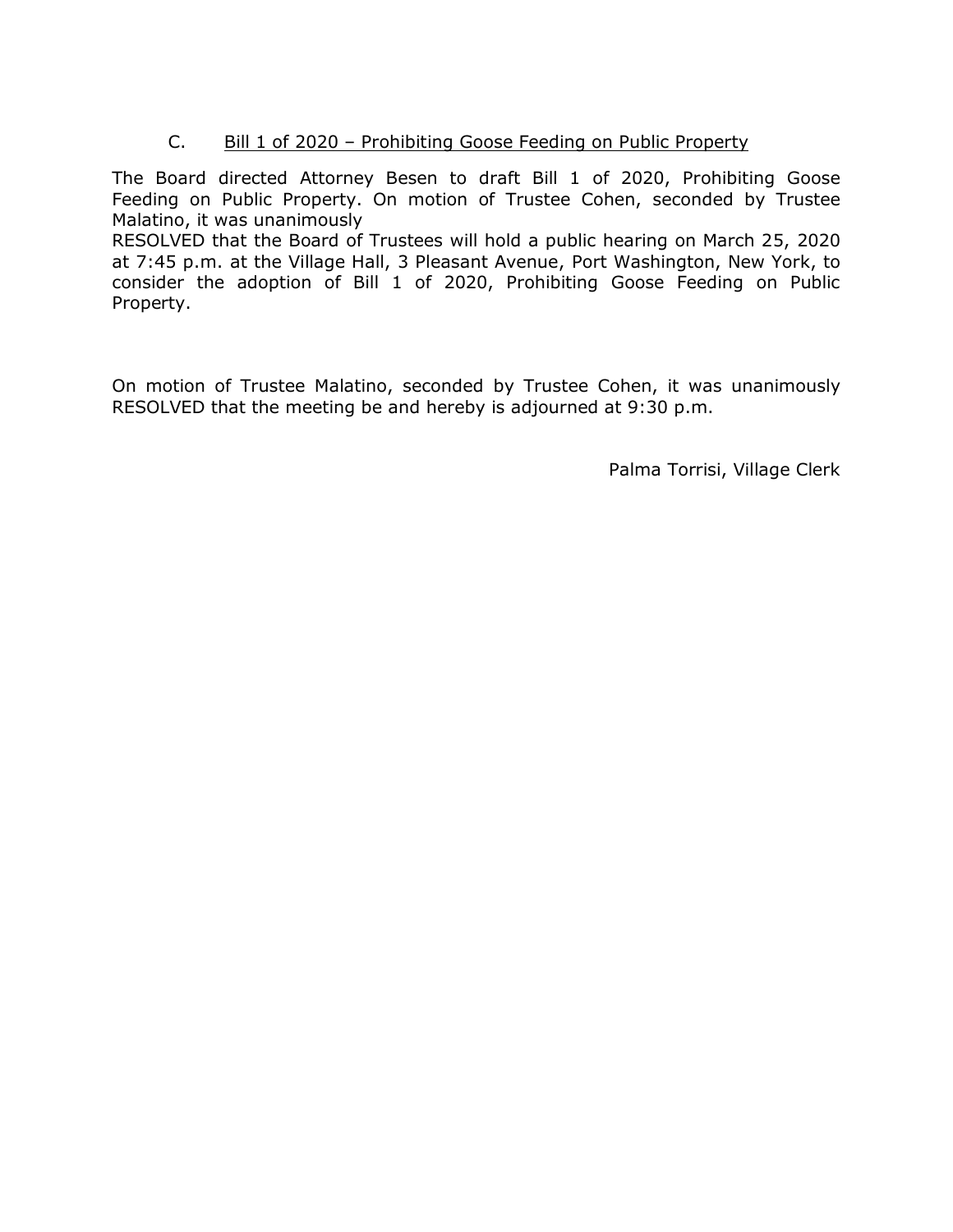C. Bill 1 of 2020 – Prohibiting Goose Feeding on Public Property

The Board directed Attorney Besen to draft Bill 1 of 2020, Prohibiting Goose Feeding on Public Property. On motion of Trustee Cohen, seconded by Trustee Malatino, it was unanimously
RESOLVED that the Board of Trustees will hold a public hearing on March 25, 2020 at 7:45 p.m. at the Village Hall, 3 Pleasant Avenue, Port Washington, New York, to consider the adoption of Bill 1 of 2020, Prohibiting Goose Feeding on Public Property.

On motion of Trustee Malatino, seconded by Trustee Cohen, it was unanimously RESOLVED that the meeting be and hereby is adjourned at 9:30 p.m.

Palma Torrisi, Village Clerk